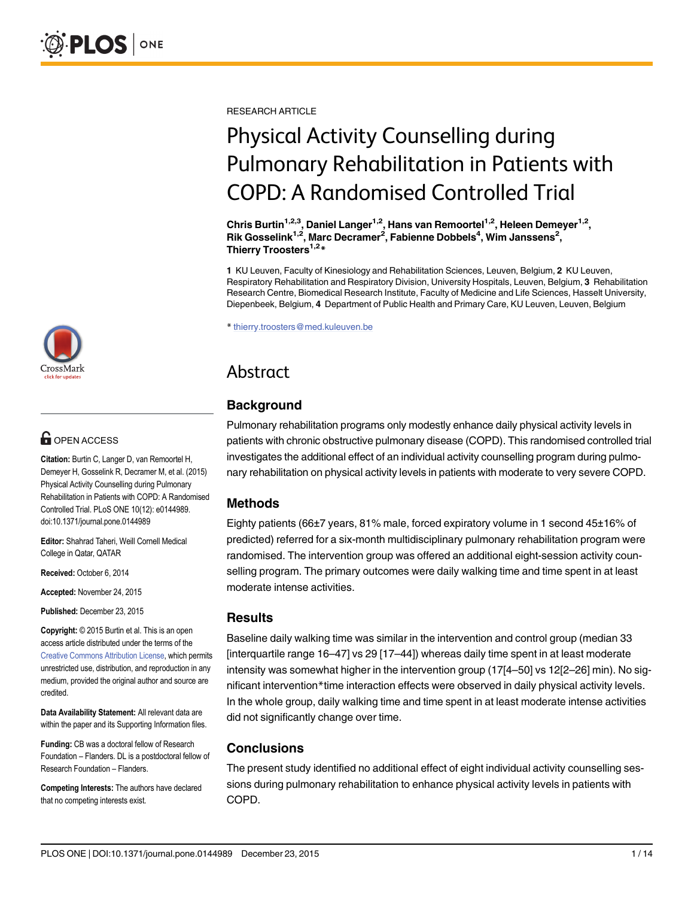RESEARCH ARTICLE

# Physical Activity Counselling during Pulmonary Rehabilitation in Patients with COPD: A Randomised Controlled Trial

**Chris Burtin[1,2,3], Daniel Langer[1,2], Hans van Remoortel[1,2], Heleen Demeyer[1,2], Rik Gosselink[1,2], Marc Decramer[2], Fabienne Dobbels[4], Wim Janssens[2], Thierry Troosters[1,2]***

**1** KU Leuven, Faculty of Kinesiology and Rehabilitation Sciences, Leuven, Belgium, **2** KU Leuven, Respiratory Rehabilitation and Respiratory Division, University Hospitals, Leuven, Belgium, **3** Rehabilitation Research Centre, Biomedical Research Institute, Faculty of Medicine and Life Sciences, Hasselt University, Diepenbeek, Belgium, **4** Department of Public Health and Primary Care, KU Leuven, Leuven, Belgium

* thierry.troosters@med.kuleuven.be

OPEN ACCESS

**Citation:** Burtin C, Langer D, van Remoortel H, Demeyer H, Gosselink R, Decramer M, et al. (2015) Physical Activity Counselling during Pulmonary Rehabilitation in Patients with COPD: A Randomised Controlled Trial. PLoS ONE 10(12): e0144989. doi:10.1371/journal.pone.0144989

**Editor:** Shahrad Taheri, Weill Cornell Medical College in Qatar, QATAR

**Received:** October 6, 2014

**Accepted:** November 24, 2015

**Published:** December 23, 2015

**Copyright:** © 2015 Burtin et al. This is an open access article distributed under the terms of the Creative Commons Attribution License, which permits unrestricted use, distribution, and reproduction in any medium, provided the original author and source are credited.

**Data Availability Statement:** All relevant data are within the paper and its Supporting Information files.

**Funding:** CB was a doctoral fellow of Research Foundation – Flanders. DL is a postdoctoral fellow of Research Foundation – Flanders.

**Competing Interests:** The authors have declared that no competing interests exist.

## Abstract

### Background

Pulmonary rehabilitation programs only modestly enhance daily physical activity levels in patients with chronic obstructive pulmonary disease (COPD). This randomised controlled trial investigates the additional effect of an individual activity counselling program during pulmonary rehabilitation on physical activity levels in patients with moderate to very severe COPD.

### Methods

Eighty patients (66±7 years, 81% male, forced expiratory volume in 1 second 45±16% of predicted) referred for a six-month multidisciplinary pulmonary rehabilitation program were randomised. The intervention group was offered an additional eight-session activity counselling program. The primary outcomes were daily walking time and time spent in at least moderate intense activities.

### Results

Baseline daily walking time was similar in the intervention and control group (median 33 [interquartile range 16–47] vs 29 [17–44]) whereas daily time spent in at least moderate intensity was somewhat higher in the intervention group (17[4–50] vs 12[2–26] min). No significant intervention*time interaction effects were observed in daily physical activity levels. In the whole group, daily walking time and time spent in at least moderate intense activities did not significantly change over time.

### Conclusions

The present study identified no additional effect of eight individual activity counselling sessions during pulmonary rehabilitation to enhance physical activity levels in patients with COPD.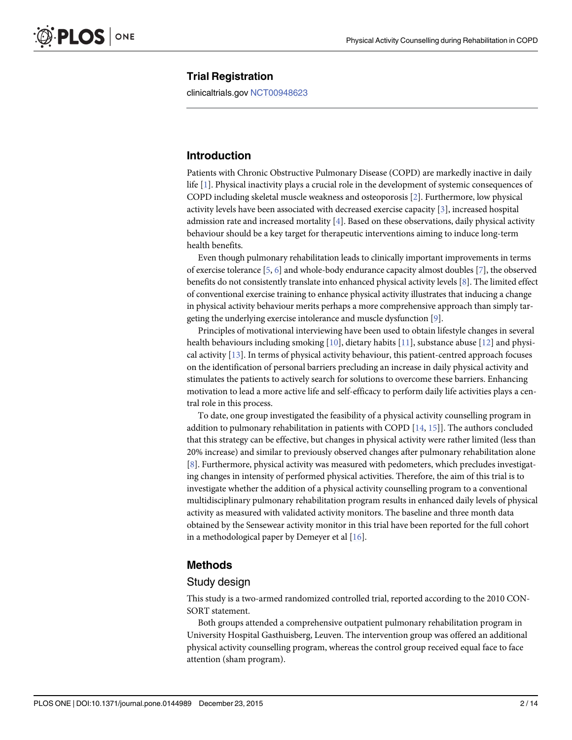## Trial Registration

clinicaltrials.gov NCT00948623

## Introduction

Patients with Chronic Obstructive Pulmonary Disease (COPD) are markedly inactive in daily life [1]. Physical inactivity plays a crucial role in the development of systemic consequences of COPD including skeletal muscle weakness and osteoporosis [2]. Furthermore, low physical activity levels have been associated with decreased exercise capacity [3], increased hospital admission rate and increased mortality [4]. Based on these observations, daily physical activity behaviour should be a key target for therapeutic interventions aiming to induce long-term health benefits.

Even though pulmonary rehabilitation leads to clinically important improvements in terms of exercise tolerance [5, 6] and whole-body endurance capacity almost doubles [7], the observed benefits do not consistently translate into enhanced physical activity levels [8]. The limited effect of conventional exercise training to enhance physical activity illustrates that inducing a change in physical activity behaviour merits perhaps a more comprehensive approach than simply targeting the underlying exercise intolerance and muscle dysfunction [9].

Principles of motivational interviewing have been used to obtain lifestyle changes in several health behaviours including smoking [10], dietary habits [11], substance abuse [12] and physical activity [13]. In terms of physical activity behaviour, this patient-centred approach focuses on the identification of personal barriers precluding an increase in daily physical activity and stimulates the patients to actively search for solutions to overcome these barriers. Enhancing motivation to lead a more active life and self-efficacy to perform daily life activities plays a central role in this process.

To date, one group investigated the feasibility of a physical activity counselling program in addition to pulmonary rehabilitation in patients with COPD [14, 15]]. The authors concluded that this strategy can be effective, but changes in physical activity were rather limited (less than 20% increase) and similar to previously observed changes after pulmonary rehabilitation alone [8]. Furthermore, physical activity was measured with pedometers, which precludes investigating changes in intensity of performed physical activities. Therefore, the aim of this trial is to investigate whether the addition of a physical activity counselling program to a conventional multidisciplinary pulmonary rehabilitation program results in enhanced daily levels of physical activity as measured with validated activity monitors. The baseline and three month data obtained by the Sensewear activity monitor in this trial have been reported for the full cohort in a methodological paper by Demeyer et al [16].

## Methods

### Study design

This study is a two-armed randomized controlled trial, reported according to the 2010 CONSORT statement.

Both groups attended a comprehensive outpatient pulmonary rehabilitation program in University Hospital Gasthuisberg, Leuven. The intervention group was offered an additional physical activity counselling program, whereas the control group received equal face to face attention (sham program).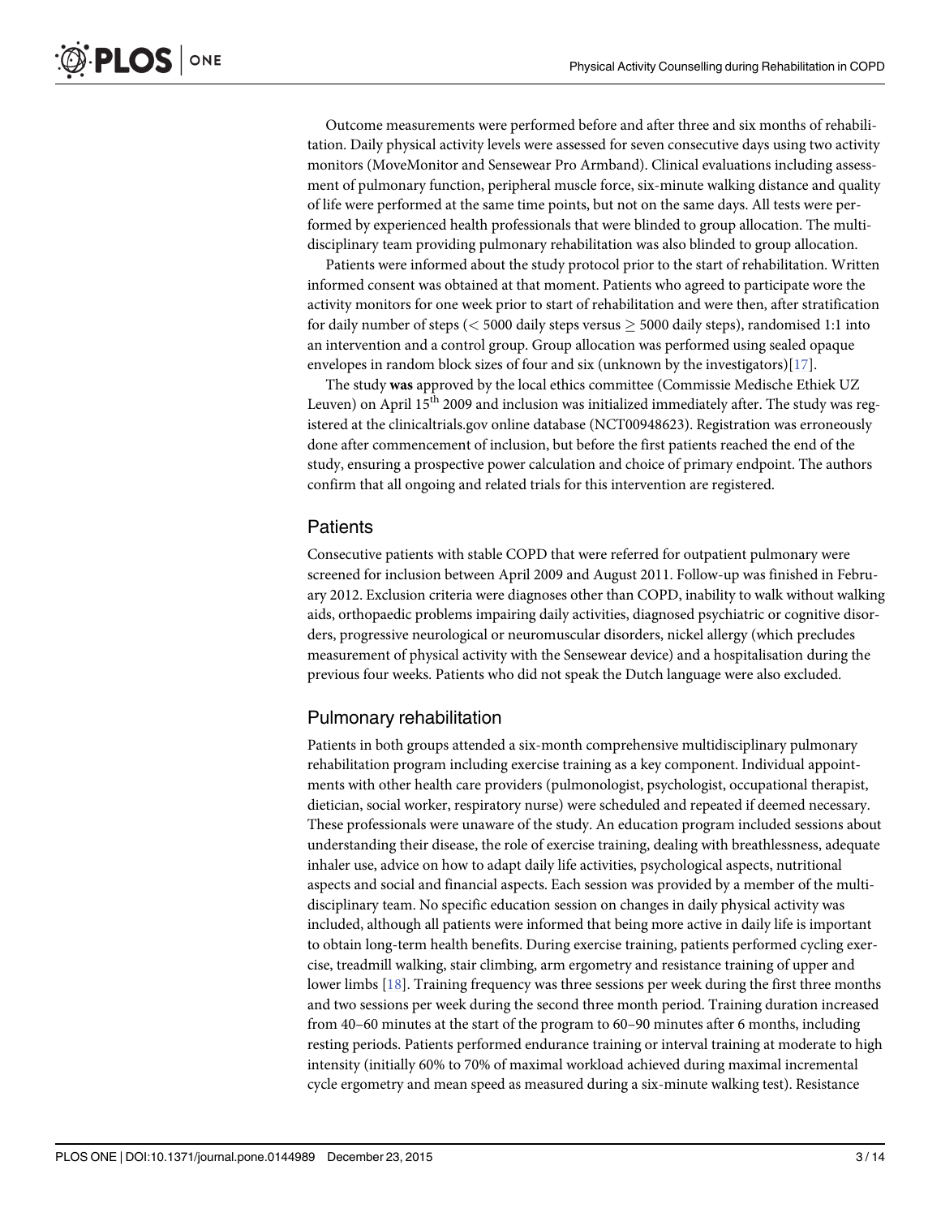Outcome measurements were performed before and after three and six months of rehabilitation. Daily physical activity levels were assessed for seven consecutive days using two activity monitors (MoveMonitor and Sensewear Pro Armband). Clinical evaluations including assessment of pulmonary function, peripheral muscle force, six-minute walking distance and quality of life were performed at the same time points, but not on the same days. All tests were performed by experienced health professionals that were blinded to group allocation. The multidisciplinary team providing pulmonary rehabilitation was also blinded to group allocation.

Patients were informed about the study protocol prior to the start of rehabilitation. Written informed consent was obtained at that moment. Patients who agreed to participate wore the activity monitors for one week prior to start of rehabilitation and were then, after stratification for daily number of steps ($<$ 5000 daily steps versus $\geq$ 5000 daily steps), randomised 1:1 into an intervention and a control group. Group allocation was performed using sealed opaque envelopes in random block sizes of four and six (unknown by the investigators)[17].

The study **was** approved by the local ethics committee (Commissie Medische Ethiek UZ Leuven) on April 15th 2009 and inclusion was initialized immediately after. The study was registered at the clinicaltrials.gov online database (NCT00948623). Registration was erroneously done after commencement of inclusion, but before the first patients reached the end of the study, ensuring a prospective power calculation and choice of primary endpoint. The authors confirm that all ongoing and related trials for this intervention are registered.

## Patients

Consecutive patients with stable COPD that were referred for outpatient pulmonary were screened for inclusion between April 2009 and August 2011. Follow-up was finished in February 2012. Exclusion criteria were diagnoses other than COPD, inability to walk without walking aids, orthopaedic problems impairing daily activities, diagnosed psychiatric or cognitive disorders, progressive neurological or neuromuscular disorders, nickel allergy (which precludes measurement of physical activity with the Sensewear device) and a hospitalisation during the previous four weeks. Patients who did not speak the Dutch language were also excluded.

## Pulmonary rehabilitation

Patients in both groups attended a six-month comprehensive multidisciplinary pulmonary rehabilitation program including exercise training as a key component. Individual appointments with other health care providers (pulmonologist, psychologist, occupational therapist, dietician, social worker, respiratory nurse) were scheduled and repeated if deemed necessary. These professionals were unaware of the study. An education program included sessions about understanding their disease, the role of exercise training, dealing with breathlessness, adequate inhaler use, advice on how to adapt daily life activities, psychological aspects, nutritional aspects and social and financial aspects. Each session was provided by a member of the multidisciplinary team. No specific education session on changes in daily physical activity was included, although all patients were informed that being more active in daily life is important to obtain long-term health benefits. During exercise training, patients performed cycling exercise, treadmill walking, stair climbing, arm ergometry and resistance training of upper and lower limbs [18]. Training frequency was three sessions per week during the first three months and two sessions per week during the second three month period. Training duration increased from 40–60 minutes at the start of the program to 60–90 minutes after 6 months, including resting periods. Patients performed endurance training or interval training at moderate to high intensity (initially 60% to 70% of maximal workload achieved during maximal incremental cycle ergometry and mean speed as measured during a six-minute walking test). Resistance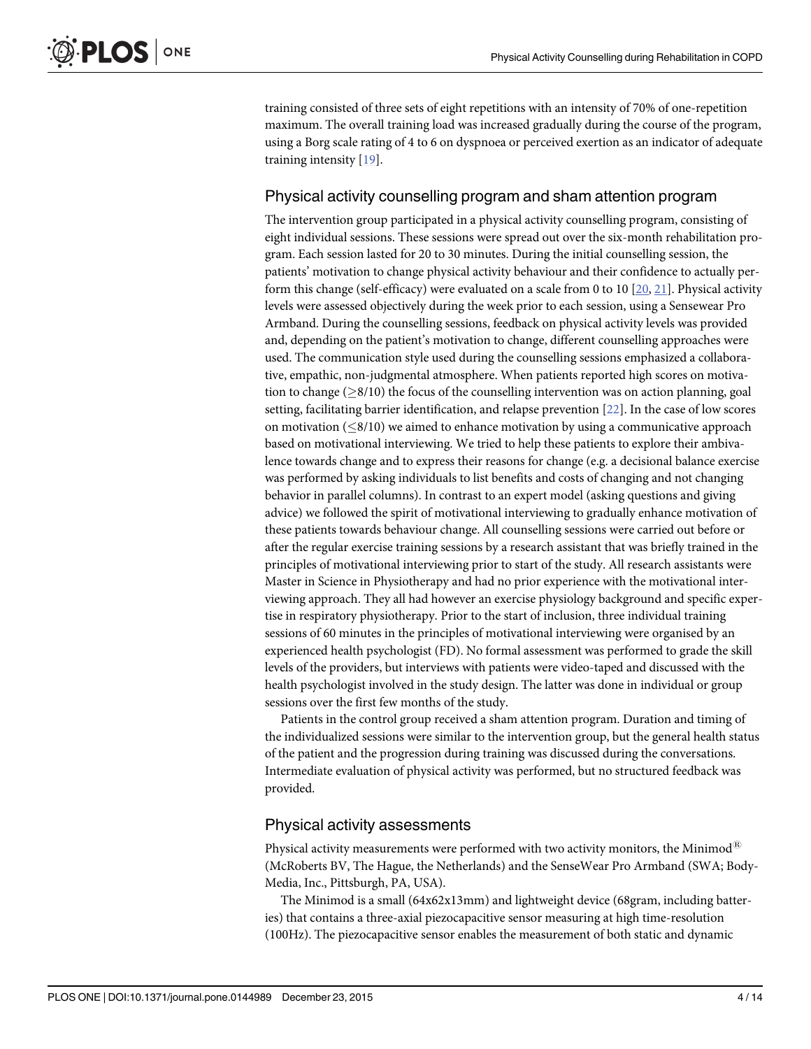training consisted of three sets of eight repetitions with an intensity of 70% of one-repetition maximum. The overall training load was increased gradually during the course of the program, using a Borg scale rating of 4 to 6 on dyspnoea or perceived exertion as an indicator of adequate training intensity [19].

## Physical activity counselling program and sham attention program

The intervention group participated in a physical activity counselling program, consisting of eight individual sessions. These sessions were spread out over the six-month rehabilitation program. Each session lasted for 20 to 30 minutes. During the initial counselling session, the patients' motivation to change physical activity behaviour and their confidence to actually perform this change (self-efficacy) were evaluated on a scale from 0 to 10 [20, 21]. Physical activity levels were assessed objectively during the week prior to each session, using a Sensewear Pro Armband. During the counselling sessions, feedback on physical activity levels was provided and, depending on the patient's motivation to change, different counselling approaches were used. The communication style used during the counselling sessions emphasized a collaborative, empathic, non-judgmental atmosphere. When patients reported high scores on motivation to change (≥8/10) the focus of the counselling intervention was on action planning, goal setting, facilitating barrier identification, and relapse prevention [22]. In the case of low scores on motivation (≤8/10) we aimed to enhance motivation by using a communicative approach based on motivational interviewing. We tried to help these patients to explore their ambivalence towards change and to express their reasons for change (e.g. a decisional balance exercise was performed by asking individuals to list benefits and costs of changing and not changing behavior in parallel columns). In contrast to an expert model (asking questions and giving advice) we followed the spirit of motivational interviewing to gradually enhance motivation of these patients towards behaviour change. All counselling sessions were carried out before or after the regular exercise training sessions by a research assistant that was briefly trained in the principles of motivational interviewing prior to start of the study. All research assistants were Master in Science in Physiotherapy and had no prior experience with the motivational interviewing approach. They all had however an exercise physiology background and specific expertise in respiratory physiotherapy. Prior to the start of inclusion, three individual training sessions of 60 minutes in the principles of motivational interviewing were organised by an experienced health psychologist (FD). No formal assessment was performed to grade the skill levels of the providers, but interviews with patients were video-taped and discussed with the health psychologist involved in the study design. The latter was done in individual or group sessions over the first few months of the study.

Patients in the control group received a sham attention program. Duration and timing of the individualized sessions were similar to the intervention group, but the general health status of the patient and the progression during training was discussed during the conversations. Intermediate evaluation of physical activity was performed, but no structured feedback was provided.

## Physical activity assessments

Physical activity measurements were performed with two activity monitors, the Minimod® (McRoberts BV, The Hague, the Netherlands) and the SenseWear Pro Armband (SWA; Body-Media, Inc., Pittsburgh, PA, USA).

The Minimod is a small (64x62x13mm) and lightweight device (68gram, including batteries) that contains a three-axial piezocapacitive sensor measuring at high time-resolution (100Hz). The piezocapacitive sensor enables the measurement of both static and dynamic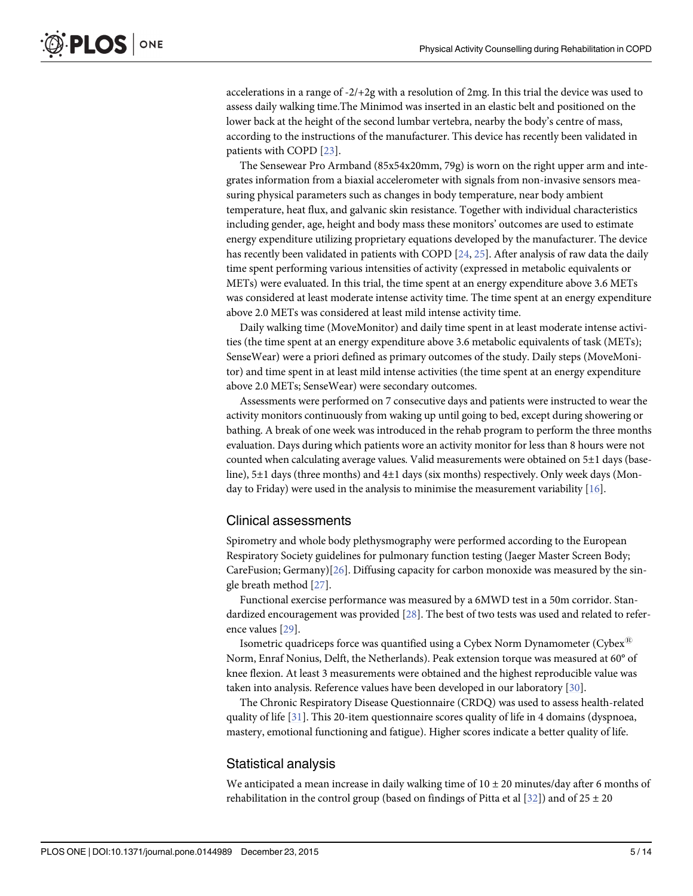accelerations in a range of -2/+2g with a resolution of 2mg. In this trial the device was used to assess daily walking time.The Minimod was inserted in an elastic belt and positioned on the lower back at the height of the second lumbar vertebra, nearby the body's centre of mass, according to the instructions of the manufacturer. This device has recently been validated in patients with COPD [23].

The Sensewear Pro Armband (85x54x20mm, 79g) is worn on the right upper arm and integrates information from a biaxial accelerometer with signals from non-invasive sensors measuring physical parameters such as changes in body temperature, near body ambient temperature, heat flux, and galvanic skin resistance. Together with individual characteristics including gender, age, height and body mass these monitors' outcomes are used to estimate energy expenditure utilizing proprietary equations developed by the manufacturer. The device has recently been validated in patients with COPD [24, 25]. After analysis of raw data the daily time spent performing various intensities of activity (expressed in metabolic equivalents or METs) were evaluated. In this trial, the time spent at an energy expenditure above 3.6 METs was considered at least moderate intense activity time. The time spent at an energy expenditure above 2.0 METs was considered at least mild intense activity time.

Daily walking time (MoveMonitor) and daily time spent in at least moderate intense activities (the time spent at an energy expenditure above 3.6 metabolic equivalents of task (METs); SenseWear) were a priori defined as primary outcomes of the study. Daily steps (MoveMonitor) and time spent in at least mild intense activities (the time spent at an energy expenditure above 2.0 METs; SenseWear) were secondary outcomes.

Assessments were performed on 7 consecutive days and patients were instructed to wear the activity monitors continuously from waking up until going to bed, except during showering or bathing. A break of one week was introduced in the rehab program to perform the three months evaluation. Days during which patients wore an activity monitor for less than 8 hours were not counted when calculating average values. Valid measurements were obtained on 5±1 days (baseline), 5±1 days (three months) and 4±1 days (six months) respectively. Only week days (Monday to Friday) were used in the analysis to minimise the measurement variability [16].

## Clinical assessments

Spirometry and whole body plethysmography were performed according to the European Respiratory Society guidelines for pulmonary function testing (Jaeger Master Screen Body; CareFusion; Germany)[26]. Diffusing capacity for carbon monoxide was measured by the single breath method [27].

Functional exercise performance was measured by a 6MWD test in a 50m corridor. Standardized encouragement was provided [28]. The best of two tests was used and related to reference values [29].

Isometric quadriceps force was quantified using a Cybex Norm Dynamometer (Cybex® Norm, Enraf Nonius, Delft, the Netherlands). Peak extension torque was measured at 60° of knee flexion. At least 3 measurements were obtained and the highest reproducible value was taken into analysis. Reference values have been developed in our laboratory [30].

The Chronic Respiratory Disease Questionnaire (CRDQ) was used to assess health-related quality of life [31]. This 20-item questionnaire scores quality of life in 4 domains (dyspnoea, mastery, emotional functioning and fatigue). Higher scores indicate a better quality of life.

## Statistical analysis

We anticipated a mean increase in daily walking time of 10 ± 20 minutes/day after 6 months of rehabilitation in the control group (based on findings of Pitta et al [32]) and of 25 ± 20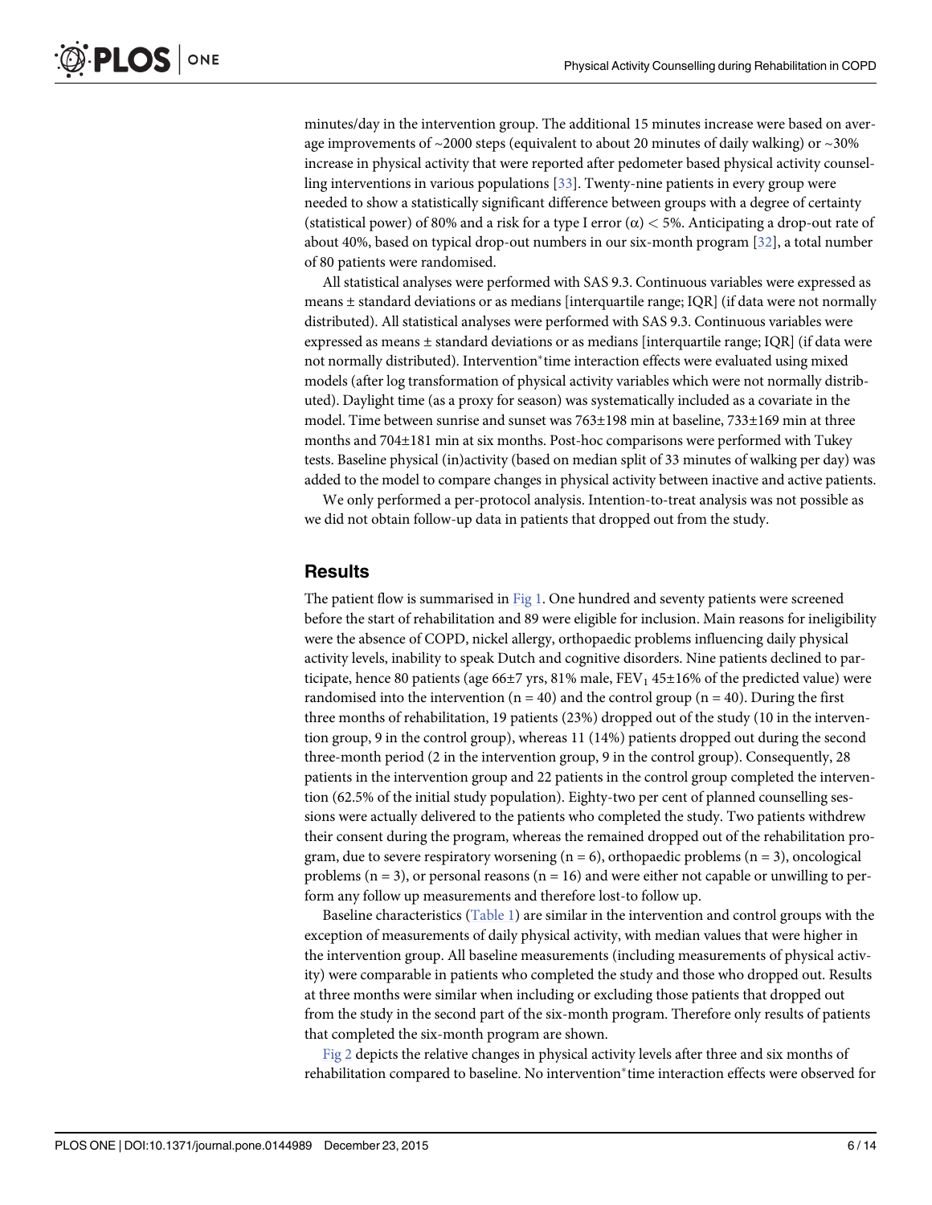minutes/day in the intervention group. The additional 15 minutes increase were based on average improvements of ~2000 steps (equivalent to about 20 minutes of daily walking) or ~30% increase in physical activity that were reported after pedometer based physical activity counselling interventions in various populations [33]. Twenty-nine patients in every group were needed to show a statistically significant difference between groups with a degree of certainty (statistical power) of 80% and a risk for a type I error ($\alpha$) < 5%. Anticipating a drop-out rate of about 40%, based on typical drop-out numbers in our six-month program [32], a total number of 80 patients were randomised.

All statistical analyses were performed with SAS 9.3. Continuous variables were expressed as means ± standard deviations or as medians [interquartile range; IQR] (if data were not normally distributed). All statistical analyses were performed with SAS 9.3. Continuous variables were expressed as means ± standard deviations or as medians [interquartile range; IQR] (if data were not normally distributed). Intervention*time interaction effects were evaluated using mixed models (after log transformation of physical activity variables which were not normally distributed). Daylight time (as a proxy for season) was systematically included as a covariate in the model. Time between sunrise and sunset was 763±198 min at baseline, 733±169 min at three months and 704±181 min at six months. Post-hoc comparisons were performed with Tukey tests. Baseline physical (in)activity (based on median split of 33 minutes of walking per day) was added to the model to compare changes in physical activity between inactive and active patients.

We only performed a per-protocol analysis. Intention-to-treat analysis was not possible as we did not obtain follow-up data in patients that dropped out from the study.

## Results

The patient flow is summarised in Fig 1. One hundred and seventy patients were screened before the start of rehabilitation and 89 were eligible for inclusion. Main reasons for ineligibility were the absence of COPD, nickel allergy, orthopaedic problems influencing daily physical activity levels, inability to speak Dutch and cognitive disorders. Nine patients declined to participate, hence 80 patients (age 66±7 yrs, 81% male, $FEV_1$ 45±16% of the predicted value) were randomised into the intervention (n = 40) and the control group (n = 40). During the first three months of rehabilitation, 19 patients (23%) dropped out of the study (10 in the intervention group, 9 in the control group), whereas 11 (14%) patients dropped out during the second three-month period (2 in the intervention group, 9 in the control group). Consequently, 28 patients in the intervention group and 22 patients in the control group completed the intervention (62.5% of the initial study population). Eighty-two per cent of planned counselling sessions were actually delivered to the patients who completed the study. Two patients withdrew their consent during the program, whereas the remained dropped out of the rehabilitation program, due to severe respiratory worsening (n = 6), orthopaedic problems (n = 3), oncological problems (n = 3), or personal reasons (n = 16) and were either not capable or unwilling to perform any follow up measurements and therefore lost-to follow up.

Baseline characteristics (Table 1) are similar in the intervention and control groups with the exception of measurements of daily physical activity, with median values that were higher in the intervention group. All baseline measurements (including measurements of physical activity) were comparable in patients who completed the study and those who dropped out. Results at three months were similar when including or excluding those patients that dropped out from the study in the second part of the six-month program. Therefore only results of patients that completed the six-month program are shown.

Fig 2 depicts the relative changes in physical activity levels after three and six months of rehabilitation compared to baseline. No intervention*time interaction effects were observed for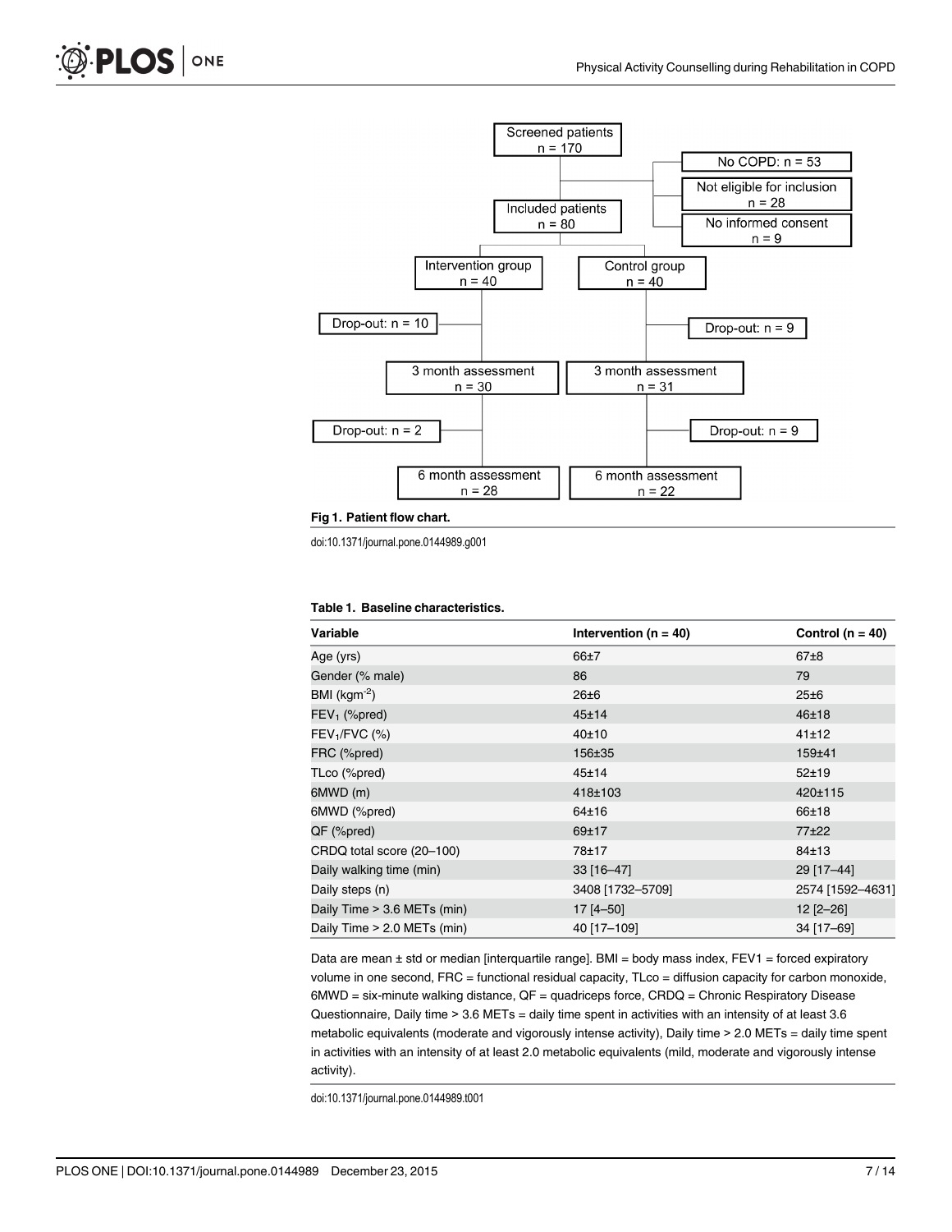Fig 1. Patient flow chart.

doi:10.1371/journal.pone.0144989.g001

**Table 1. Baseline characteristics.**

| Variable | Intervention (n = 40) | Control (n = 40) |
|---|---|---|
| Age (yrs) | 66±7 | 67±8 |
| Gender (% male) | 86 | 79 |
| BMI (kgm$^{-2}$) | 26±6 | 25±6 |
| $FEV_1$ (%pred) | 45±14 | 46±18 |
| $FEV_1$/FVC (%) | 40±10 | 41±12 |
| FRC (%pred) | 156±35 | 159±41 |
| TLco (%pred) | 45±14 | 52±19 |
| 6MWD (m) | 418±103 | 420±115 |
| 6MWD (%pred) | 64±16 | 66±18 |
| QF (%pred) | 69±17 | 77±22 |
| CRDQ total score (20–100) | 78±17 | 84±13 |
| Daily walking time (min) | 33 [16–47] | 29 [17–44] |
| Daily steps (n) | 3408 [1732–5709] | 2574 [1592–4631] |
| Daily Time > 3.6 METs (min) | 17 [4–50] | 12 [2–26] |
| Daily Time > 2.0 METs (min) | 40 [17–109] | 34 [17–69] |

Data are mean ± std or median [interquartile range]. BMI = body mass index, FEV1 = forced expiratory volume in one second, FRC = functional residual capacity, TLco = diffusion capacity for carbon monoxide, 6MWD = six-minute walking distance, QF = quadriceps force, CRDQ = Chronic Respiratory Disease Questionnaire, Daily time > 3.6 METs = daily time spent in activities with an intensity of at least 3.6 metabolic equivalents (moderate and vigorously intense activity), Daily time > 2.0 METs = daily time spent in activities with an intensity of at least 2.0 metabolic equivalents (mild, moderate and vigorously intense activity).

doi:10.1371/journal.pone.0144989.t001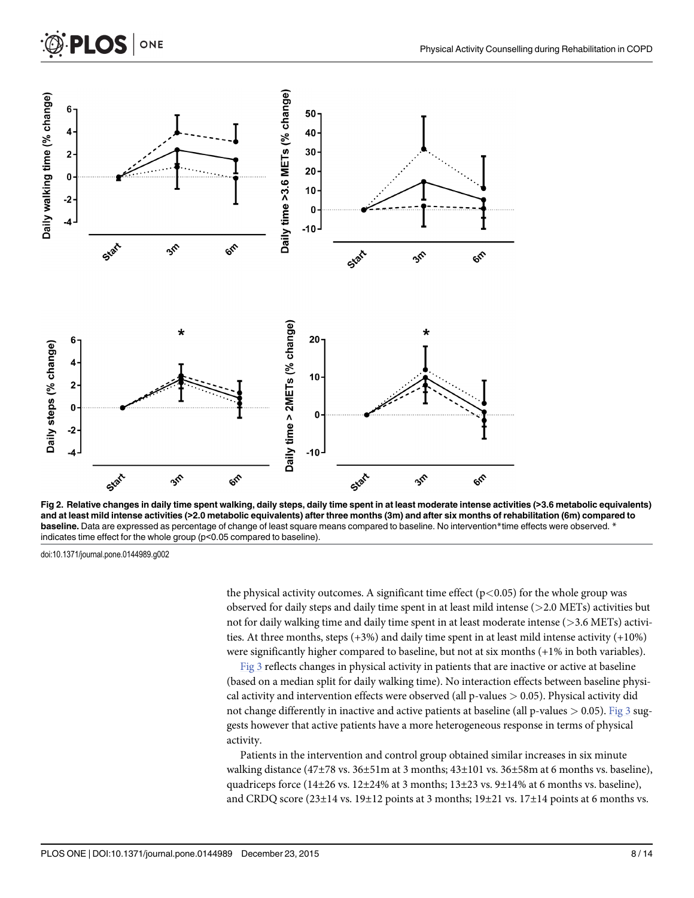Fig 2. Relative changes in daily time spent walking, daily steps, daily time spent in at least moderate intense activities (>3.6 metabolic equivalents) and at least mild intense activities (>2.0 metabolic equivalents) after three months (3m) and after six months of rehabilitation (6m) compared to baseline. Data are expressed as percentage of change of least square means compared to baseline. No intervention*time effects were observed. * indicates time effect for the whole group (p<0.05 compared to baseline).

doi:10.1371/journal.pone.0144989.g002

the physical activity outcomes. A significant time effect ($p<0.05$) for the whole group was observed for daily steps and daily time spent in at least mild intense (>2.0 METs) activities but not for daily walking time and daily time spent in at least moderate intense (>3.6 METs) activities. At three months, steps (+3%) and daily time spent in at least mild intense activity (+10%) were significantly higher compared to baseline, but not at six months (+1% in both variables).

Fig 3 reflects changes in physical activity in patients that are inactive or active at baseline (based on a median split for daily walking time). No interaction effects between baseline physical activity and intervention effects were observed (all p-values > 0.05). Physical activity did not change differently in inactive and active patients at baseline (all p-values > 0.05). Fig 3 suggests however that active patients have a more heterogeneous response in terms of physical activity.

Patients in the intervention and control group obtained similar increases in six minute walking distance (47±78 vs. 36±51m at 3 months; 43±101 vs. 36±58m at 6 months vs. baseline), quadriceps force (14±26 vs. 12±24% at 3 months; 13±23 vs. 9±14% at 6 months vs. baseline), and CRDQ score (23±14 vs. 19±12 points at 3 months; 19±21 vs. 17±14 points at 6 months vs.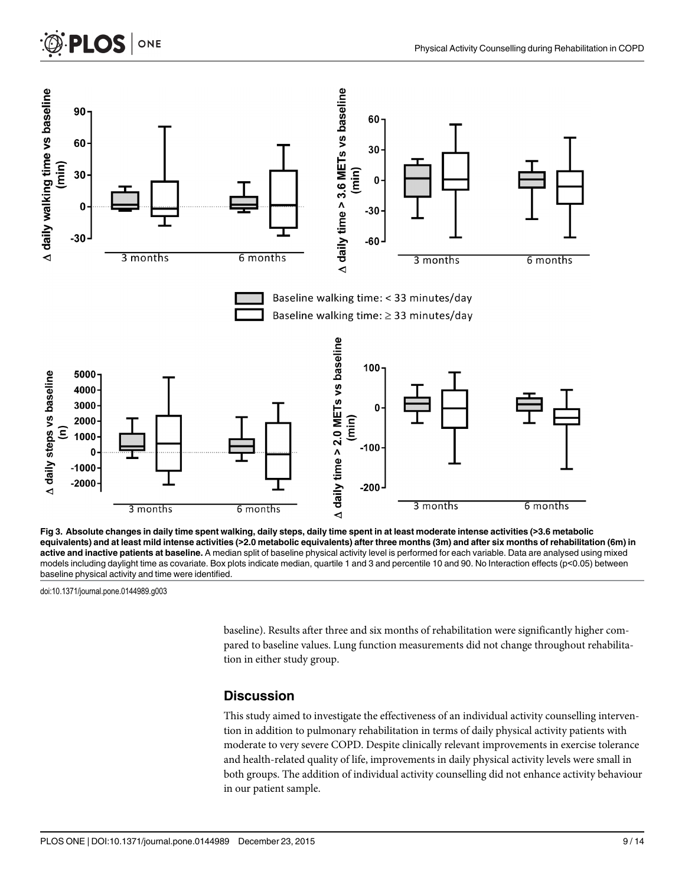Fig 3. Absolute changes in daily time spent walking, daily steps, daily time spent in at least moderate intense activities (>3.6 metabolic equivalents) and at least mild intense activities (>2.0 metabolic equivalents) after three months (3m) and after six months of rehabilitation (6m) in active and inactive patients at baseline. A median split of baseline physical activity level is performed for each variable. Data are analysed using mixed models including daylight time as covariate. Box plots indicate median, quartile 1 and 3 and percentile 10 and 90. No Interaction effects (p<0.05) between baseline physical activity and time were identified.

doi:10.1371/journal.pone.0144989.g003

baseline). Results after three and six months of rehabilitation were significantly higher compared to baseline values. Lung function measurements did not change throughout rehabilitation in either study group.

## Discussion

This study aimed to investigate the effectiveness of an individual activity counselling intervention in addition to pulmonary rehabilitation in terms of daily physical activity patients with moderate to very severe COPD. Despite clinically relevant improvements in exercise tolerance and health-related quality of life, improvements in daily physical activity levels were small in both groups. The addition of individual activity counselling did not enhance activity behaviour in our patient sample.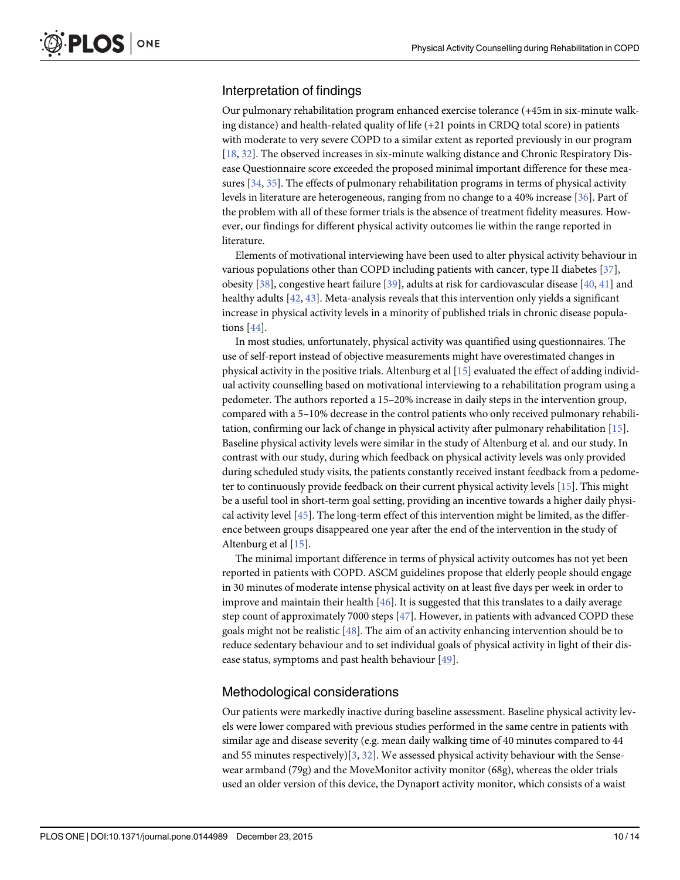## Interpretation of findings

Our pulmonary rehabilitation program enhanced exercise tolerance (+45m in six-minute walking distance) and health-related quality of life (+21 points in CRDQ total score) in patients with moderate to very severe COPD to a similar extent as reported previously in our program [18, 32]. The observed increases in six-minute walking distance and Chronic Respiratory Disease Questionnaire score exceeded the proposed minimal important difference for these measures [34, 35]. The effects of pulmonary rehabilitation programs in terms of physical activity levels in literature are heterogeneous, ranging from no change to a 40% increase [36]. Part of the problem with all of these former trials is the absence of treatment fidelity measures. However, our findings for different physical activity outcomes lie within the range reported in literature.

Elements of motivational interviewing have been used to alter physical activity behaviour in various populations other than COPD including patients with cancer, type II diabetes [37], obesity [38], congestive heart failure [39], adults at risk for cardiovascular disease [40, 41] and healthy adults [42, 43]. Meta-analysis reveals that this intervention only yields a significant increase in physical activity levels in a minority of published trials in chronic disease populations [44].

In most studies, unfortunately, physical activity was quantified using questionnaires. The use of self-report instead of objective measurements might have overestimated changes in physical activity in the positive trials. Altenburg et al [15] evaluated the effect of adding individual activity counselling based on motivational interviewing to a rehabilitation program using a pedometer. The authors reported a 15–20% increase in daily steps in the intervention group, compared with a 5–10% decrease in the control patients who only received pulmonary rehabilitation, confirming our lack of change in physical activity after pulmonary rehabilitation [15]. Baseline physical activity levels were similar in the study of Altenburg et al. and our study. In contrast with our study, during which feedback on physical activity levels was only provided during scheduled study visits, the patients constantly received instant feedback from a pedometer to continuously provide feedback on their current physical activity levels [15]. This might be a useful tool in short-term goal setting, providing an incentive towards a higher daily physical activity level [45]. The long-term effect of this intervention might be limited, as the difference between groups disappeared one year after the end of the intervention in the study of Altenburg et al [15].

The minimal important difference in terms of physical activity outcomes has not yet been reported in patients with COPD. ASCM guidelines propose that elderly people should engage in 30 minutes of moderate intense physical activity on at least five days per week in order to improve and maintain their health [46]. It is suggested that this translates to a daily average step count of approximately 7000 steps [47]. However, in patients with advanced COPD these goals might not be realistic [48]. The aim of an activity enhancing intervention should be to reduce sedentary behaviour and to set individual goals of physical activity in light of their disease status, symptoms and past health behaviour [49].

## Methodological considerations

Our patients were markedly inactive during baseline assessment. Baseline physical activity levels were lower compared with previous studies performed in the same centre in patients with similar age and disease severity (e.g. mean daily walking time of 40 minutes compared to 44 and 55 minutes respectively)[3, 32]. We assessed physical activity behaviour with the Sensewear armband (79g) and the MoveMonitor activity monitor (68g), whereas the older trials used an older version of this device, the Dynaport activity monitor, which consists of a waist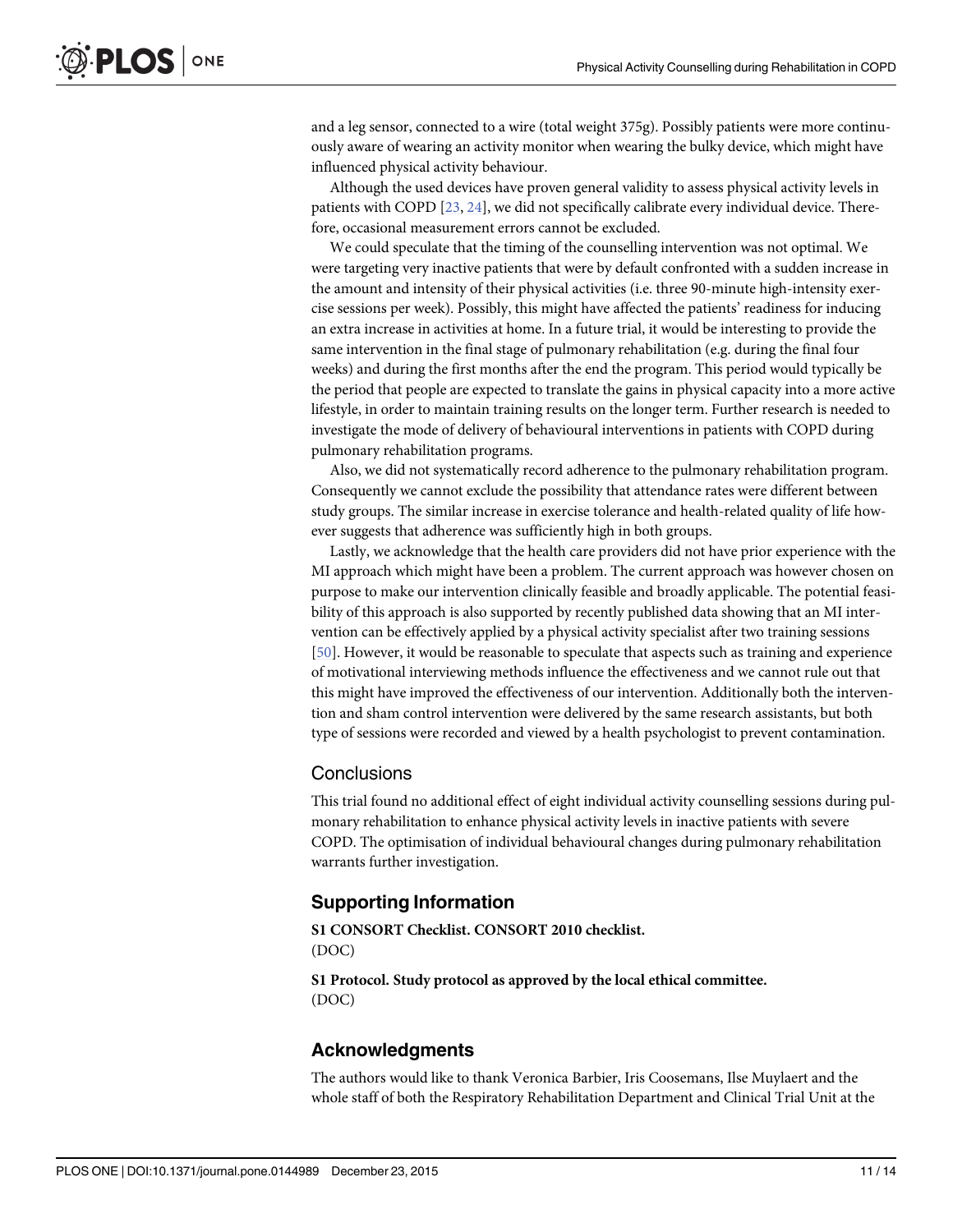and a leg sensor, connected to a wire (total weight 375g). Possibly patients were more continuously aware of wearing an activity monitor when wearing the bulky device, which might have influenced physical activity behaviour.

Although the used devices have proven general validity to assess physical activity levels in patients with COPD [23, 24], we did not specifically calibrate every individual device. Therefore, occasional measurement errors cannot be excluded.

We could speculate that the timing of the counselling intervention was not optimal. We were targeting very inactive patients that were by default confronted with a sudden increase in the amount and intensity of their physical activities (i.e. three 90-minute high-intensity exercise sessions per week). Possibly, this might have affected the patients' readiness for inducing an extra increase in activities at home. In a future trial, it would be interesting to provide the same intervention in the final stage of pulmonary rehabilitation (e.g. during the final four weeks) and during the first months after the end the program. This period would typically be the period that people are expected to translate the gains in physical capacity into a more active lifestyle, in order to maintain training results on the longer term. Further research is needed to investigate the mode of delivery of behavioural interventions in patients with COPD during pulmonary rehabilitation programs.

Also, we did not systematically record adherence to the pulmonary rehabilitation program. Consequently we cannot exclude the possibility that attendance rates were different between study groups. The similar increase in exercise tolerance and health-related quality of life however suggests that adherence was sufficiently high in both groups.

Lastly, we acknowledge that the health care providers did not have prior experience with the MI approach which might have been a problem. The current approach was however chosen on purpose to make our intervention clinically feasible and broadly applicable. The potential feasibility of this approach is also supported by recently published data showing that an MI intervention can be effectively applied by a physical activity specialist after two training sessions [50]. However, it would be reasonable to speculate that aspects such as training and experience of motivational interviewing methods influence the effectiveness and we cannot rule out that this might have improved the effectiveness of our intervention. Additionally both the intervention and sham control intervention were delivered by the same research assistants, but both type of sessions were recorded and viewed by a health psychologist to prevent contamination.

## Conclusions

This trial found no additional effect of eight individual activity counselling sessions during pulmonary rehabilitation to enhance physical activity levels in inactive patients with severe COPD. The optimisation of individual behavioural changes during pulmonary rehabilitation warrants further investigation.

## Supporting Information

**S1 CONSORT Checklist. CONSORT 2010 checklist.**
(DOC)

**S1 Protocol. Study protocol as approved by the local ethical committee.**
(DOC)

## Acknowledgments

The authors would like to thank Veronica Barbier, Iris Coosemans, Ilse Muylaert and the whole staff of both the Respiratory Rehabilitation Department and Clinical Trial Unit at the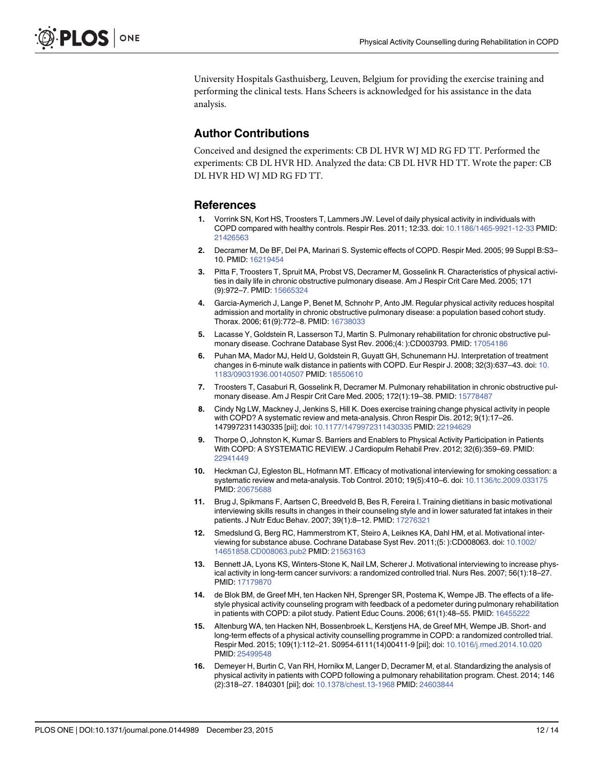University Hospitals Gasthuisberg, Leuven, Belgium for providing the exercise training and performing the clinical tests. Hans Scheers is acknowledged for his assistance in the data analysis.

## Author Contributions

Conceived and designed the experiments: CB DL HVR WJ MD RG FD TT. Performed the experiments: CB DL HVR HD. Analyzed the data: CB DL HVR HD TT. Wrote the paper: CB DL HVR HD WJ MD RG FD TT.

## References

1. Vorrink SN, Kort HS, Troosters T, Lammers JW. Level of daily physical activity in individuals with COPD compared with healthy controls. Respir Res. 2011; 12:33. doi: 10.1186/1465-9921-12-33 PMID: 21426563
2. Decramer M, De BF, Del PA, Marinari S. Systemic effects of COPD. Respir Med. 2005; 99 Suppl B:S3–10. PMID: 16219454
3. Pitta F, Troosters T, Spruit MA, Probst VS, Decramer M, Gosselink R. Characteristics of physical activities in daily life in chronic obstructive pulmonary disease. Am J Respir Crit Care Med. 2005; 171 (9):972–7. PMID: 15665324
4. Garcia-Aymerich J, Lange P, Benet M, Schnohr P, Anto JM. Regular physical activity reduces hospital admission and mortality in chronic obstructive pulmonary disease: a population based cohort study. Thorax. 2006; 61(9):772–8. PMID: 16738033
5. Lacasse Y, Goldstein R, Lasserson TJ, Martin S. Pulmonary rehabilitation for chronic obstructive pulmonary disease. Cochrane Database Syst Rev. 2006;(4: ):CD003793. PMID: 17054186
6. Puhan MA, Mador MJ, Held U, Goldstein R, Guyatt GH, Schunemann HJ. Interpretation of treatment changes in 6-minute walk distance in patients with COPD. Eur Respir J. 2008; 32(3):637–43. doi: 10.1183/09031936.00140507 PMID: 18550610
7. Troosters T, Casaburi R, Gosselink R, Decramer M. Pulmonary rehabilitation in chronic obstructive pulmonary disease. Am J Respir Crit Care Med. 2005; 172(1):19–38. PMID: 15778487
8. Cindy Ng LW, Mackney J, Jenkins S, Hill K. Does exercise training change physical activity in people with COPD? A systematic review and meta-analysis. Chron Respir Dis. 2012; 9(1):17–26. 1479972311430335 [pii]; doi: 10.1177/1479972311430335 PMID: 22194629
9. Thorpe O, Johnston K, Kumar S. Barriers and Enablers to Physical Activity Participation in Patients With COPD: A SYSTEMATIC REVIEW. J Cardiopulm Rehabil Prev. 2012; 32(6):359–69. PMID: 22941449
10. Heckman CJ, Egleston BL, Hofmann MT. Efficacy of motivational interviewing for smoking cessation: a systematic review and meta-analysis. Tob Control. 2010; 19(5):410–6. doi: 10.1136/tc.2009.033175 PMID: 20675688
11. Brug J, Spikmans F, Aartsen C, Breedveld B, Bes R, Fereira I. Training dietitians in basic motivational interviewing skills results in changes in their counseling style and in lower saturated fat intakes in their patients. J Nutr Educ Behav. 2007; 39(1):8–12. PMID: 17276321
12. Smedslund G, Berg RC, Hammerstrom KT, Steiro A, Leiknes KA, Dahl HM, et al. Motivational interviewing for substance abuse. Cochrane Database Syst Rev. 2011;(5: ):CD008063. doi: 10.1002/14651858.CD008063.pub2 PMID: 21563163
13. Bennett JA, Lyons KS, Winters-Stone K, Nail LM, Scherer J. Motivational interviewing to increase physical activity in long-term cancer survivors: a randomized controlled trial. Nurs Res. 2007; 56(1):18–27. PMID: 17179870
14. de Blok BM, de Greef MH, ten Hacken NH, Sprenger SR, Postema K, Wempe JB. The effects of a lifestyle physical activity counseling program with feedback of a pedometer during pulmonary rehabilitation in patients with COPD: a pilot study. Patient Educ Couns. 2006; 61(1):48–55. PMID: 16455222
15. Altenburg WA, ten Hacken NH, Bossenbroek L, Kerstjens HA, de Greef MH, Wempe JB. Short- and long-term effects of a physical activity counselling programme in COPD: a randomized controlled trial. Respir Med. 2015; 109(1):112–21. S0954-6111(14)00411-9 [pii]; doi: 10.1016/j.rmed.2014.10.020 PMID: 25499548
16. Demeyer H, Burtin C, Van RH, Hornikx M, Langer D, Decramer M, et al. Standardizing the analysis of physical activity in patients with COPD following a pulmonary rehabilitation program. Chest. 2014; 146 (2):318–27. 1840301 [pii]; doi: 10.1378/chest.13-1968 PMID: 24603844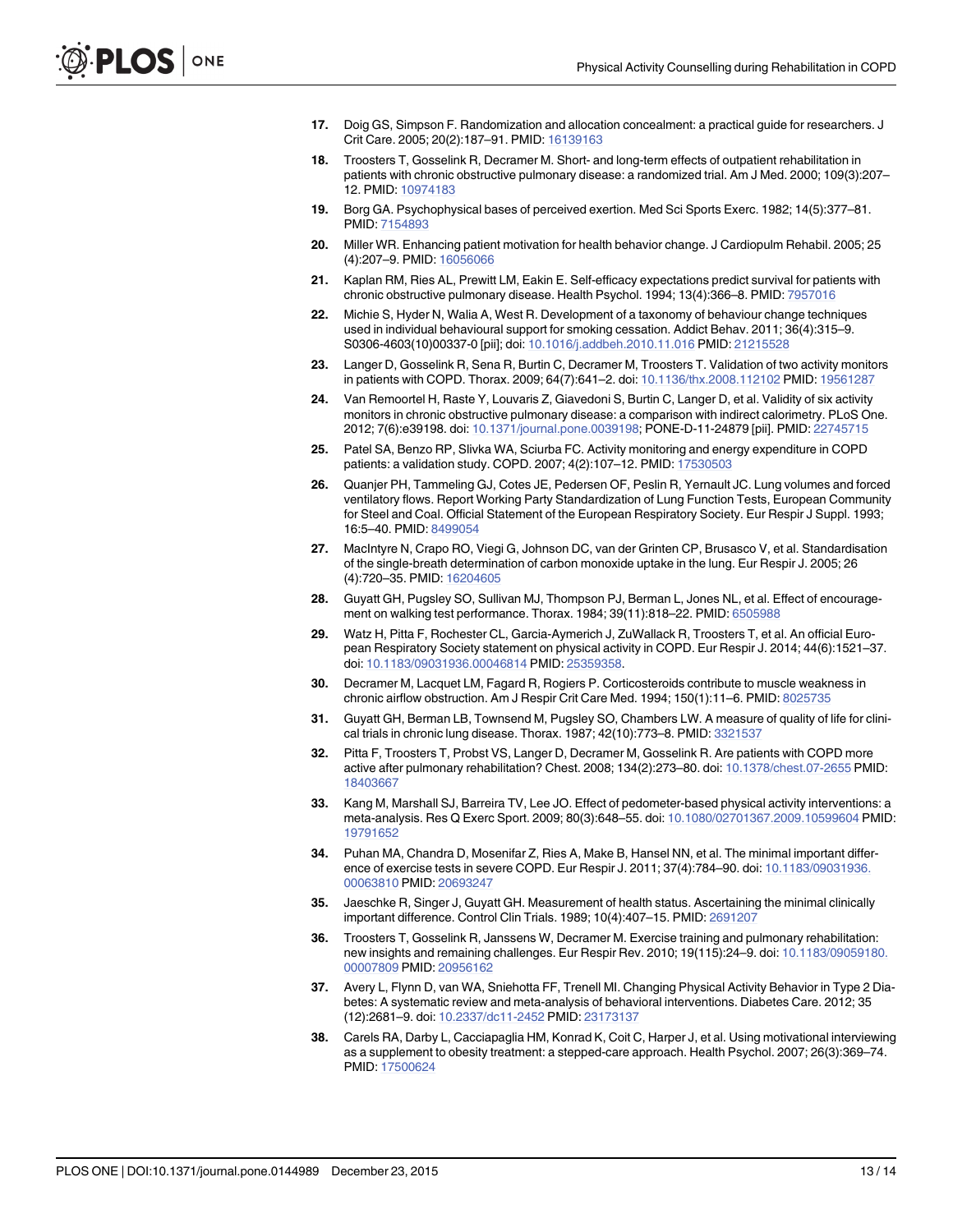17. Doig GS, Simpson F. Randomization and allocation concealment: a practical guide for researchers. J Crit Care. 2005; 20(2):187–91. PMID: 16139163

18. Troosters T, Gosselink R, Decramer M. Short- and long-term effects of outpatient rehabilitation in patients with chronic obstructive pulmonary disease: a randomized trial. Am J Med. 2000; 109(3):207–12. PMID: 10974183

19. Borg GA. Psychophysical bases of perceived exertion. Med Sci Sports Exerc. 1982; 14(5):377–81. PMID: 7154893

20. Miller WR. Enhancing patient motivation for health behavior change. J Cardiopulm Rehabil. 2005; 25 (4):207–9. PMID: 16056066

21. Kaplan RM, Ries AL, Prewitt LM, Eakin E. Self-efficacy expectations predict survival for patients with chronic obstructive pulmonary disease. Health Psychol. 1994; 13(4):366–8. PMID: 7957016

22. Michie S, Hyder N, Walia A, West R. Development of a taxonomy of behaviour change techniques used in individual behavioural support for smoking cessation. Addict Behav. 2011; 36(4):315–9. S0306-4603(10)00337-0 [pii]; doi: 10.1016/j.addbeh.2010.11.016 PMID: 21215528

23. Langer D, Gosselink R, Sena R, Burtin C, Decramer M, Troosters T. Validation of two activity monitors in patients with COPD. Thorax. 2009; 64(7):641–2. doi: 10.1136/thx.2008.112102 PMID: 19561287

24. Van Remoortel H, Raste Y, Louvaris Z, Giavedoni S, Burtin C, Langer D, et al. Validity of six activity monitors in chronic obstructive pulmonary disease: a comparison with indirect calorimetry. PLoS One. 2012; 7(6):e39198. doi: 10.1371/journal.pone.0039198; PONE-D-11-24879 [pii]. PMID: 22745715

25. Patel SA, Benzo RP, Slivka WA, Sciurba FC. Activity monitoring and energy expenditure in COPD patients: a validation study. COPD. 2007; 4(2):107–12. PMID: 17530503

26. Quanjer PH, Tammeling GJ, Cotes JE, Pedersen OF, Peslin R, Yernault JC. Lung volumes and forced ventilatory flows. Report Working Party Standardization of Lung Function Tests, European Community for Steel and Coal. Official Statement of the European Respiratory Society. Eur Respir J Suppl. 1993; 16:5–40. PMID: 8499054

27. MacIntyre N, Crapo RO, Viegi G, Johnson DC, van der Grinten CP, Brusasco V, et al. Standardisation of the single-breath determination of carbon monoxide uptake in the lung. Eur Respir J. 2005; 26 (4):720–35. PMID: 16204605

28. Guyatt GH, Pugsley SO, Sullivan MJ, Thompson PJ, Berman L, Jones NL, et al. Effect of encouragement on walking test performance. Thorax. 1984; 39(11):818–22. PMID: 6505988

29. Watz H, Pitta F, Rochester CL, Garcia-Aymerich J, ZuWallack R, Troosters T, et al. An official European Respiratory Society statement on physical activity in COPD. Eur Respir J. 2014; 44(6):1521–37. doi: 10.1183/09031936.00046814 PMID: 25359358.

30. Decramer M, Lacquet LM, Fagard R, Rogiers P. Corticosteroids contribute to muscle weakness in chronic airflow obstruction. Am J Respir Crit Care Med. 1994; 150(1):11–6. PMID: 8025735

31. Guyatt GH, Berman LB, Townsend M, Pugsley SO, Chambers LW. A measure of quality of life for clinical trials in chronic lung disease. Thorax. 1987; 42(10):773–8. PMID: 3321537

32. Pitta F, Troosters T, Probst VS, Langer D, Decramer M, Gosselink R. Are patients with COPD more active after pulmonary rehabilitation? Chest. 2008; 134(2):273–80. doi: 10.1378/chest.07-2655 PMID: 18403667

33. Kang M, Marshall SJ, Barreira TV, Lee JO. Effect of pedometer-based physical activity interventions: a meta-analysis. Res Q Exerc Sport. 2009; 80(3):648–55. doi: 10.1080/02701367.2009.10599604 PMID: 19791652

34. Puhan MA, Chandra D, Mosenifar Z, Ries A, Make B, Hansel NN, et al. The minimal important difference of exercise tests in severe COPD. Eur Respir J. 2011; 37(4):784–90. doi: 10.1183/09031936.00063810 PMID: 20693247

35. Jaeschke R, Singer J, Guyatt GH. Measurement of health status. Ascertaining the minimal clinically important difference. Control Clin Trials. 1989; 10(4):407–15. PMID: 2691207

36. Troosters T, Gosselink R, Janssens W, Decramer M. Exercise training and pulmonary rehabilitation: new insights and remaining challenges. Eur Respir Rev. 2010; 19(115):24–9. doi: 10.1183/09059180.00007809 PMID: 20956162

37. Avery L, Flynn D, van WA, Sniehotta FF, Trenell MI. Changing Physical Activity Behavior in Type 2 Diabetes: A systematic review and meta-analysis of behavioral interventions. Diabetes Care. 2012; 35 (12):2681–9. doi: 10.2337/dc11-2452 PMID: 23173137

38. Carels RA, Darby L, Cacciapaglia HM, Konrad K, Coit C, Harper J, et al. Using motivational interviewing as a supplement to obesity treatment: a stepped-care approach. Health Psychol. 2007; 26(3):369–74. PMID: 17500624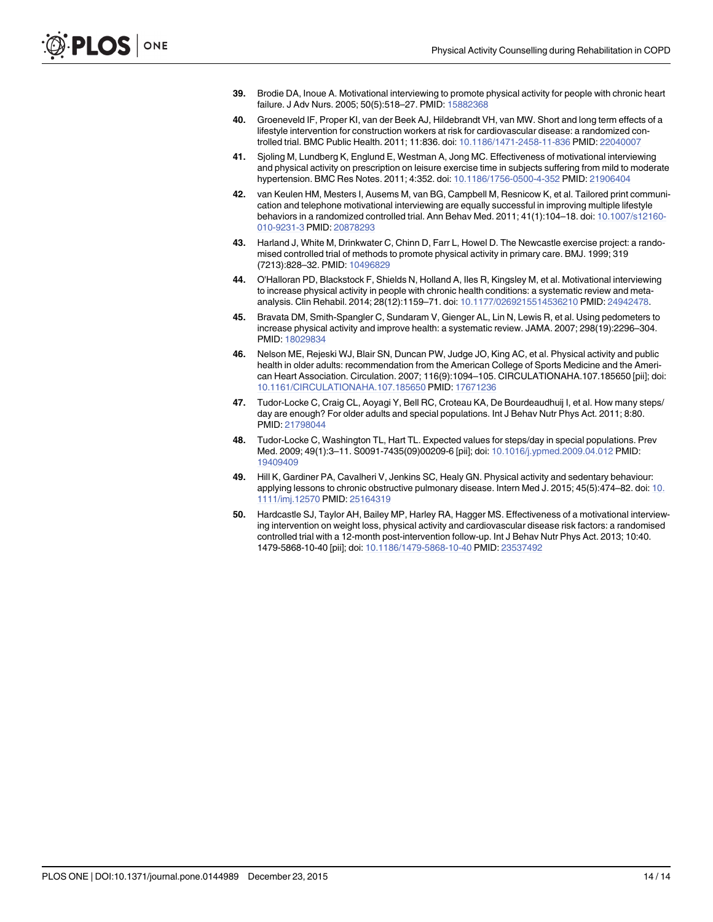39. Brodie DA, Inoue A. Motivational interviewing to promote physical activity for people with chronic heart failure. J Adv Nurs. 2005; 50(5):518–27. PMID: 15882368

40. Groeneveld IF, Proper KI, van der Beek AJ, Hildebrandt VH, van MW. Short and long term effects of a lifestyle intervention for construction workers at risk for cardiovascular disease: a randomized controlled trial. BMC Public Health. 2011; 11:836. doi: 10.1186/1471-2458-11-836 PMID: 22040007

41. Sjoling M, Lundberg K, Englund E, Westman A, Jong MC. Effectiveness of motivational interviewing and physical activity on prescription on leisure exercise time in subjects suffering from mild to moderate hypertension. BMC Res Notes. 2011; 4:352. doi: 10.1186/1756-0500-4-352 PMID: 21906404

42. van Keulen HM, Mesters I, Ausems M, van BG, Campbell M, Resnicow K, et al. Tailored print communication and telephone motivational interviewing are equally successful in improving multiple lifestyle behaviors in a randomized controlled trial. Ann Behav Med. 2011; 41(1):104–18. doi: 10.1007/s12160-010-9231-3 PMID: 20878293

43. Harland J, White M, Drinkwater C, Chinn D, Farr L, Howel D. The Newcastle exercise project: a randomised controlled trial of methods to promote physical activity in primary care. BMJ. 1999; 319 (7213):828–32. PMID: 10496829

44. O'Halloran PD, Blackstock F, Shields N, Holland A, Iles R, Kingsley M, et al. Motivational interviewing to increase physical activity in people with chronic health conditions: a systematic review and meta-analysis. Clin Rehabil. 2014; 28(12):1159–71. doi: 10.1177/0269215514536210 PMID: 24942478.

45. Bravata DM, Smith-Spangler C, Sundaram V, Gienger AL, Lin N, Lewis R, et al. Using pedometers to increase physical activity and improve health: a systematic review. JAMA. 2007; 298(19):2296–304. PMID: 18029834

46. Nelson ME, Rejeski WJ, Blair SN, Duncan PW, Judge JO, King AC, et al. Physical activity and public health in older adults: recommendation from the American College of Sports Medicine and the American Heart Association. Circulation. 2007; 116(9):1094–105. CIRCULATIONAHA.107.185650 [pii]; doi: 10.1161/CIRCULATIONAHA.107.185650 PMID: 17671236

47. Tudor-Locke C, Craig CL, Aoyagi Y, Bell RC, Croteau KA, De Bourdeaudhuij I, et al. How many steps/day are enough? For older adults and special populations. Int J Behav Nutr Phys Act. 2011; 8:80. PMID: 21798044

48. Tudor-Locke C, Washington TL, Hart TL. Expected values for steps/day in special populations. Prev Med. 2009; 49(1):3–11. S0091-7435(09)00209-6 [pii]; doi: 10.1016/j.ypmed.2009.04.012 PMID: 19409409

49. Hill K, Gardiner PA, Cavalheri V, Jenkins SC, Healy GN. Physical activity and sedentary behaviour: applying lessons to chronic obstructive pulmonary disease. Intern Med J. 2015; 45(5):474–82. doi: 10.1111/imj.12570 PMID: 25164319

50. Hardcastle SJ, Taylor AH, Bailey MP, Harley RA, Hagger MS. Effectiveness of a motivational interviewing intervention on weight loss, physical activity and cardiovascular disease risk factors: a randomised controlled trial with a 12-month post-intervention follow-up. Int J Behav Nutr Phys Act. 2013; 10:40. 1479-5868-10-40 [pii]; doi: 10.1186/1479-5868-10-40 PMID: 23537492